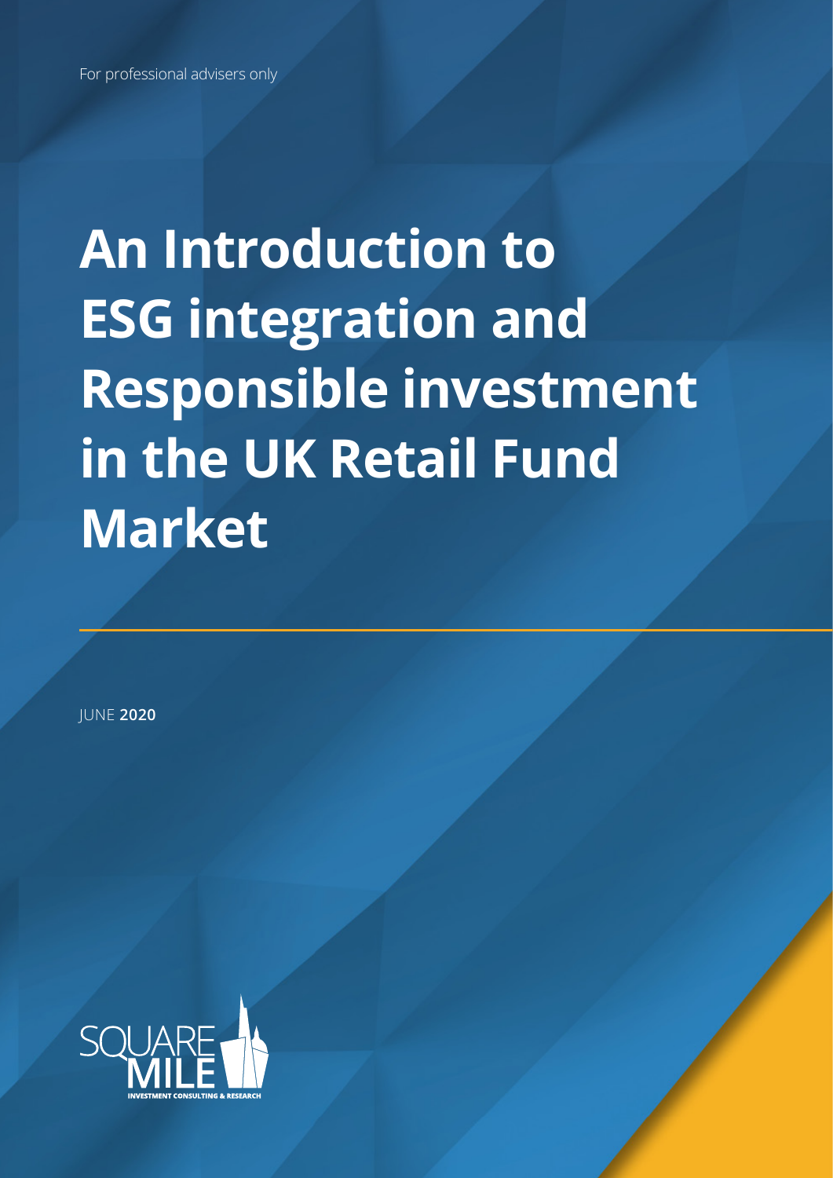For professional advisers only

# An Introduction to ESG integration and Responsible investment in the UK Retail Fund Market

JUNE **2020**

SQUARE MILE

INVESTMENT CONSULTING & RESEARCH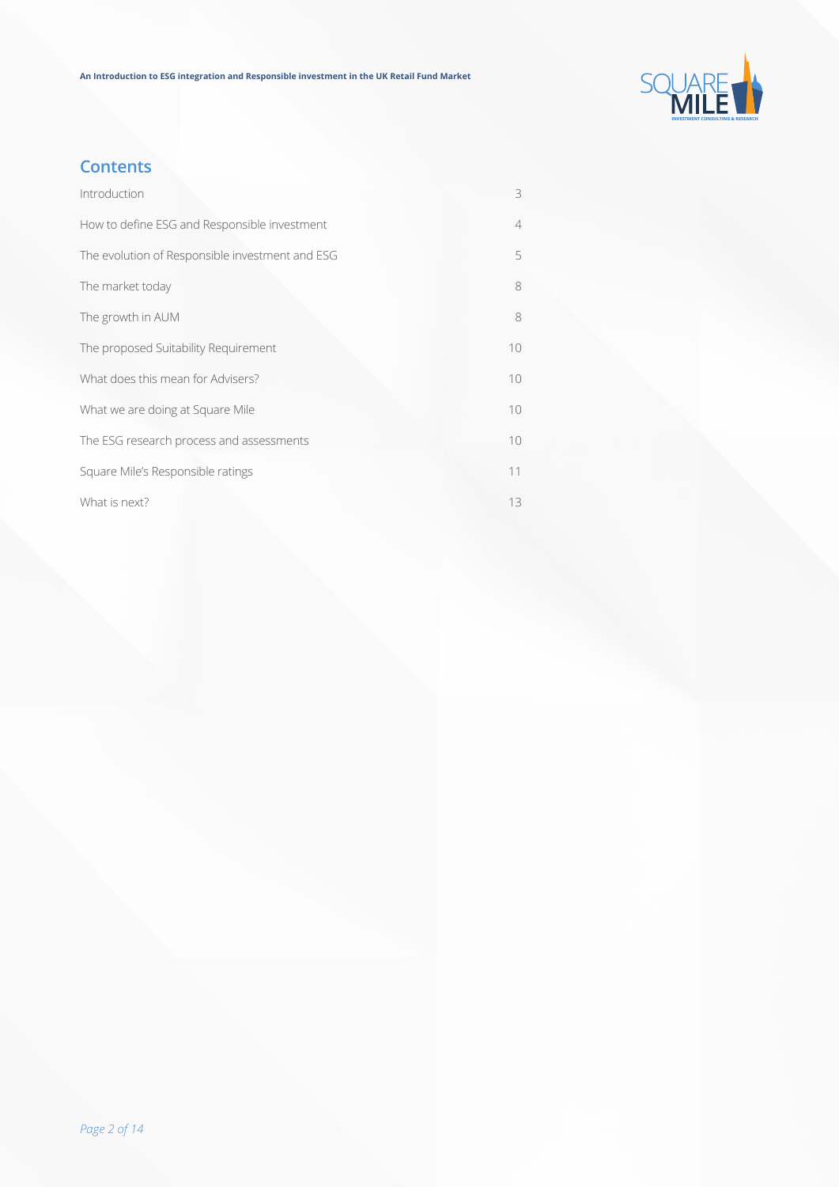## Contents

| | |
|---|---|
| Introduction | 3 |
| How to define ESG and Responsible investment | 4 |
| The evolution of Responsible investment and ESG | 5 |
| The market today | 8 |
| The growth in AUM | 8 |
| The proposed Suitability Requirement | 10 |
| What does this mean for Advisers? | 10 |
| What we are doing at Square Mile | 10 |
| The ESG research process and assessments | 10 |
| Square Mile's Responsible ratings | 11 |
| What is next? | 13 |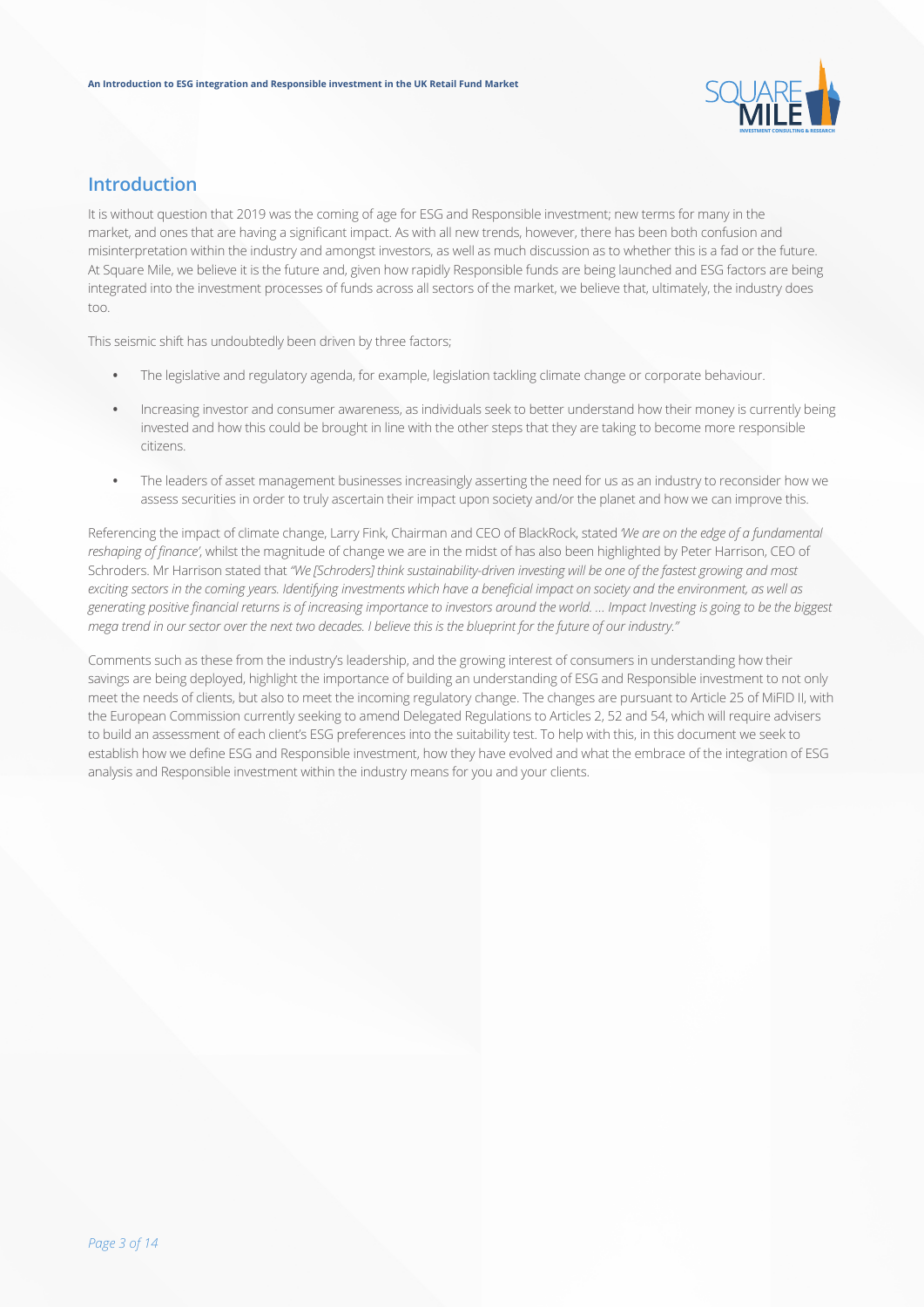## Introduction

It is without question that 2019 was the coming of age for ESG and Responsible investment; new terms for many in the market, and ones that are having a significant impact. As with all new trends, however, there has been both confusion and misinterpretation within the industry and amongst investors, as well as much discussion as to whether this is a fad or the future. At Square Mile, we believe it is the future and, given how rapidly Responsible funds are being launched and ESG factors are being integrated into the investment processes of funds across all sectors of the market, we believe that, ultimately, the industry does too.

This seismic shift has undoubtedly been driven by three factors;

- The legislative and regulatory agenda, for example, legislation tackling climate change or corporate behaviour.
- Increasing investor and consumer awareness, as individuals seek to better understand how their money is currently being invested and how this could be brought in line with the other steps that they are taking to become more responsible citizens.
- The leaders of asset management businesses increasingly asserting the need for us as an industry to reconsider how we assess securities in order to truly ascertain their impact upon society and/or the planet and how we can improve this.

Referencing the impact of climate change, Larry Fink, Chairman and CEO of BlackRock, stated *'We are on the edge of a fundamental reshaping of finance'*, whilst the magnitude of change we are in the midst of has also been highlighted by Peter Harrison, CEO of Schroders. Mr Harrison stated that *"We [Schroders] think sustainability-driven investing will be one of the fastest growing and most exciting sectors in the coming years. Identifying investments which have a beneficial impact on society and the environment, as well as generating positive financial returns is of increasing importance to investors around the world. … Impact Investing is going to be the biggest mega trend in our sector over the next two decades. I believe this is the blueprint for the future of our industry."*

Comments such as these from the industry's leadership, and the growing interest of consumers in understanding how their savings are being deployed, highlight the importance of building an understanding of ESG and Responsible investment to not only meet the needs of clients, but also to meet the incoming regulatory change. The changes are pursuant to Article 25 of MiFID II, with the European Commission currently seeking to amend Delegated Regulations to Articles 2, 52 and 54, which will require advisers to build an assessment of each client's ESG preferences into the suitability test. To help with this, in this document we seek to establish how we define ESG and Responsible investment, how they have evolved and what the embrace of the integration of ESG analysis and Responsible investment within the industry means for you and your clients.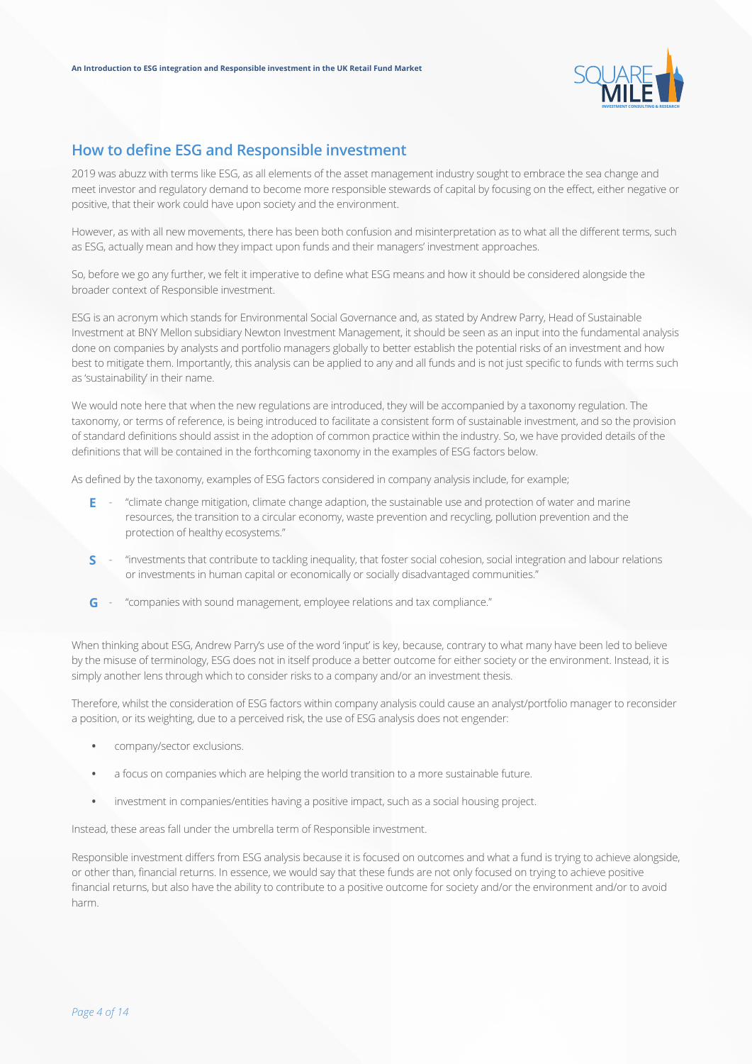## How to define ESG and Responsible investment

2019 was abuzz with terms like ESG, as all elements of the asset management industry sought to embrace the sea change and meet investor and regulatory demand to become more responsible stewards of capital by focusing on the effect, either negative or positive, that their work could have upon society and the environment.

However, as with all new movements, there has been both confusion and misinterpretation as to what all the different terms, such as ESG, actually mean and how they impact upon funds and their managers' investment approaches.

So, before we go any further, we felt it imperative to define what ESG means and how it should be considered alongside the broader context of Responsible investment.

ESG is an acronym which stands for Environmental Social Governance and, as stated by Andrew Parry, Head of Sustainable Investment at BNY Mellon subsidiary Newton Investment Management, it should be seen as an input into the fundamental analysis done on companies by analysts and portfolio managers globally to better establish the potential risks of an investment and how best to mitigate them. Importantly, this analysis can be applied to any and all funds and is not just specific to funds with terms such as 'sustainability' in their name.

We would note here that when the new regulations are introduced, they will be accompanied by a taxonomy regulation. The taxonomy, or terms of reference, is being introduced to facilitate a consistent form of sustainable investment, and so the provision of standard definitions should assist in the adoption of common practice within the industry. So, we have provided details of the definitions that will be contained in the forthcoming taxonomy in the examples of ESG factors below.

As defined by the taxonomy, examples of ESG factors considered in company analysis include, for example;

- **E** - "climate change mitigation, climate change adaption, the sustainable use and protection of water and marine resources, the transition to a circular economy, waste prevention and recycling, pollution prevention and the protection of healthy ecosystems."
- **S** - "investments that contribute to tackling inequality, that foster social cohesion, social integration and labour relations or investments in human capital or economically or socially disadvantaged communities."
- **G** - "companies with sound management, employee relations and tax compliance."

When thinking about ESG, Andrew Parry's use of the word 'input' is key, because, contrary to what many have been led to believe by the misuse of terminology, ESG does not in itself produce a better outcome for either society or the environment. Instead, it is simply another lens through which to consider risks to a company and/or an investment thesis.

Therefore, whilst the consideration of ESG factors within company analysis could cause an analyst/portfolio manager to reconsider a position, or its weighting, due to a perceived risk, the use of ESG analysis does not engender:

- company/sector exclusions.
- a focus on companies which are helping the world transition to a more sustainable future.
- investment in companies/entities having a positive impact, such as a social housing project.

Instead, these areas fall under the umbrella term of Responsible investment.

Responsible investment differs from ESG analysis because it is focused on outcomes and what a fund is trying to achieve alongside, or other than, financial returns. In essence, we would say that these funds are not only focused on trying to achieve positive financial returns, but also have the ability to contribute to a positive outcome for society and/or the environment and/or to avoid harm.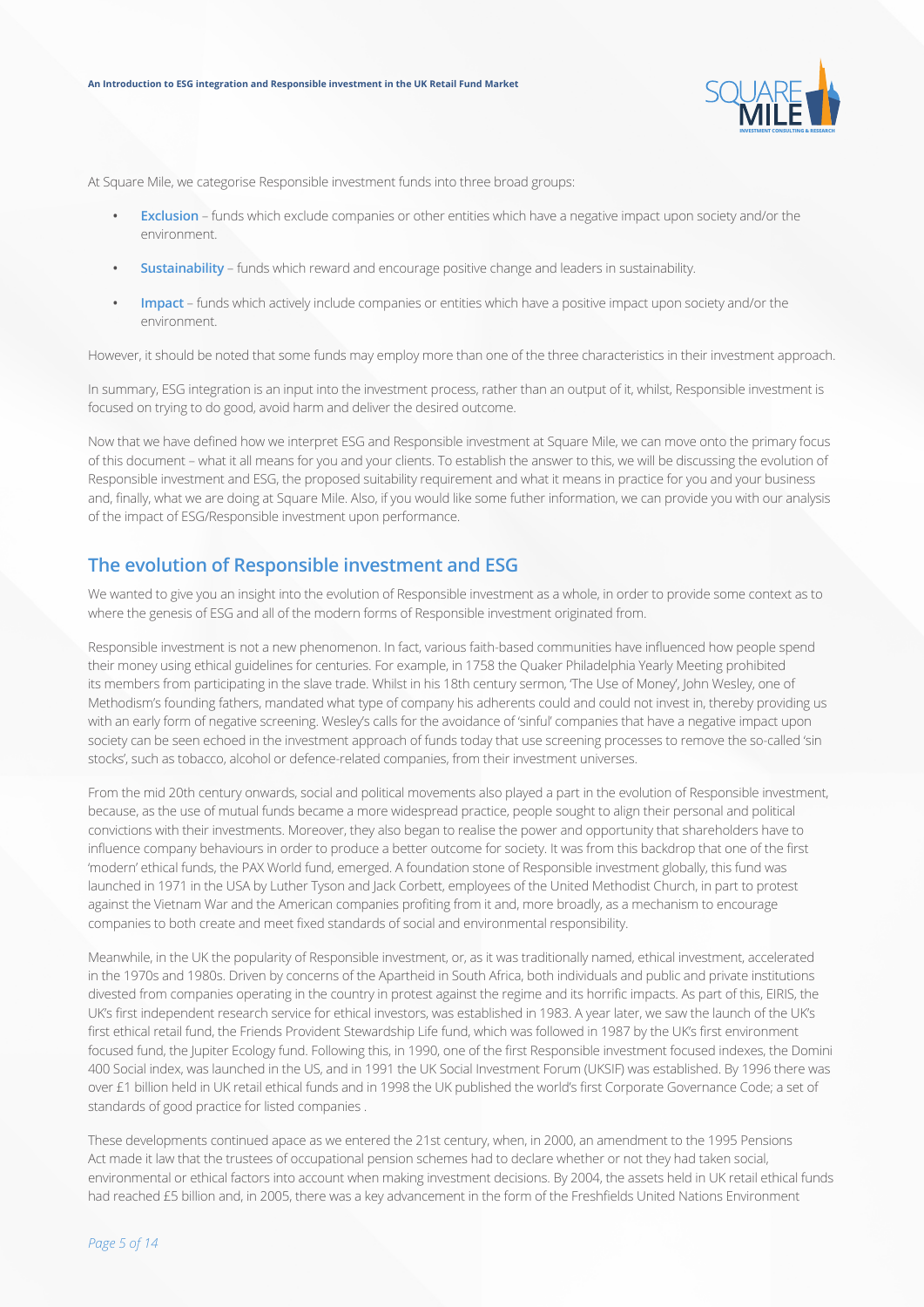At Square Mile, we categorise Responsible investment funds into three broad groups:

- **Exclusion** – funds which exclude companies or other entities which have a negative impact upon society and/or the environment.
- **Sustainability** – funds which reward and encourage positive change and leaders in sustainability.
- **Impact** – funds which actively include companies or entities which have a positive impact upon society and/or the environment.

However, it should be noted that some funds may employ more than one of the three characteristics in their investment approach.

In summary, ESG integration is an input into the investment process, rather than an output of it, whilst, Responsible investment is focused on trying to do good, avoid harm and deliver the desired outcome.

Now that we have defined how we interpret ESG and Responsible investment at Square Mile, we can move onto the primary focus of this document – what it all means for you and your clients. To establish the answer to this, we will be discussing the evolution of Responsible investment and ESG, the proposed suitability requirement and what it means in practice for you and your business and, finally, what we are doing at Square Mile. Also, if you would like some futher information, we can provide you with our analysis of the impact of ESG/Responsible investment upon performance.

## The evolution of Responsible investment and ESG

We wanted to give you an insight into the evolution of Responsible investment as a whole, in order to provide some context as to where the genesis of ESG and all of the modern forms of Responsible investment originated from.

Responsible investment is not a new phenomenon. In fact, various faith-based communities have influenced how people spend their money using ethical guidelines for centuries. For example, in 1758 the Quaker Philadelphia Yearly Meeting prohibited its members from participating in the slave trade. Whilst in his 18th century sermon, 'The Use of Money', John Wesley, one of Methodism's founding fathers, mandated what type of company his adherents could and could not invest in, thereby providing us with an early form of negative screening. Wesley's calls for the avoidance of 'sinful' companies that have a negative impact upon society can be seen echoed in the investment approach of funds today that use screening processes to remove the so-called 'sin stocks', such as tobacco, alcohol or defence-related companies, from their investment universes.

From the mid 20th century onwards, social and political movements also played a part in the evolution of Responsible investment, because, as the use of mutual funds became a more widespread practice, people sought to align their personal and political convictions with their investments. Moreover, they also began to realise the power and opportunity that shareholders have to influence company behaviours in order to produce a better outcome for society. It was from this backdrop that one of the first 'modern' ethical funds, the PAX World fund, emerged. A foundation stone of Responsible investment globally, this fund was launched in 1971 in the USA by Luther Tyson and Jack Corbett, employees of the United Methodist Church, in part to protest against the Vietnam War and the American companies profiting from it and, more broadly, as a mechanism to encourage companies to both create and meet fixed standards of social and environmental responsibility.

Meanwhile, in the UK the popularity of Responsible investment, or, as it was traditionally named, ethical investment, accelerated in the 1970s and 1980s. Driven by concerns of the Apartheid in South Africa, both individuals and public and private institutions divested from companies operating in the country in protest against the regime and its horrific impacts. As part of this, EIRIS, the UK's first independent research service for ethical investors, was established in 1983. A year later, we saw the launch of the UK's first ethical retail fund, the Friends Provident Stewardship Life fund, which was followed in 1987 by the UK's first environment focused fund, the Jupiter Ecology fund. Following this, in 1990, one of the first Responsible investment focused indexes, the Domini 400 Social index, was launched in the US, and in 1991 the UK Social Investment Forum (UKSIF) was established. By 1996 there was over £1 billion held in UK retail ethical funds and in 1998 the UK published the world's first Corporate Governance Code; a set of standards of good practice for listed companies .

These developments continued apace as we entered the 21st century, when, in 2000, an amendment to the 1995 Pensions Act made it law that the trustees of occupational pension schemes had to declare whether or not they had taken social, environmental or ethical factors into account when making investment decisions. By 2004, the assets held in UK retail ethical funds had reached £5 billion and, in 2005, there was a key advancement in the form of the Freshfields United Nations Environment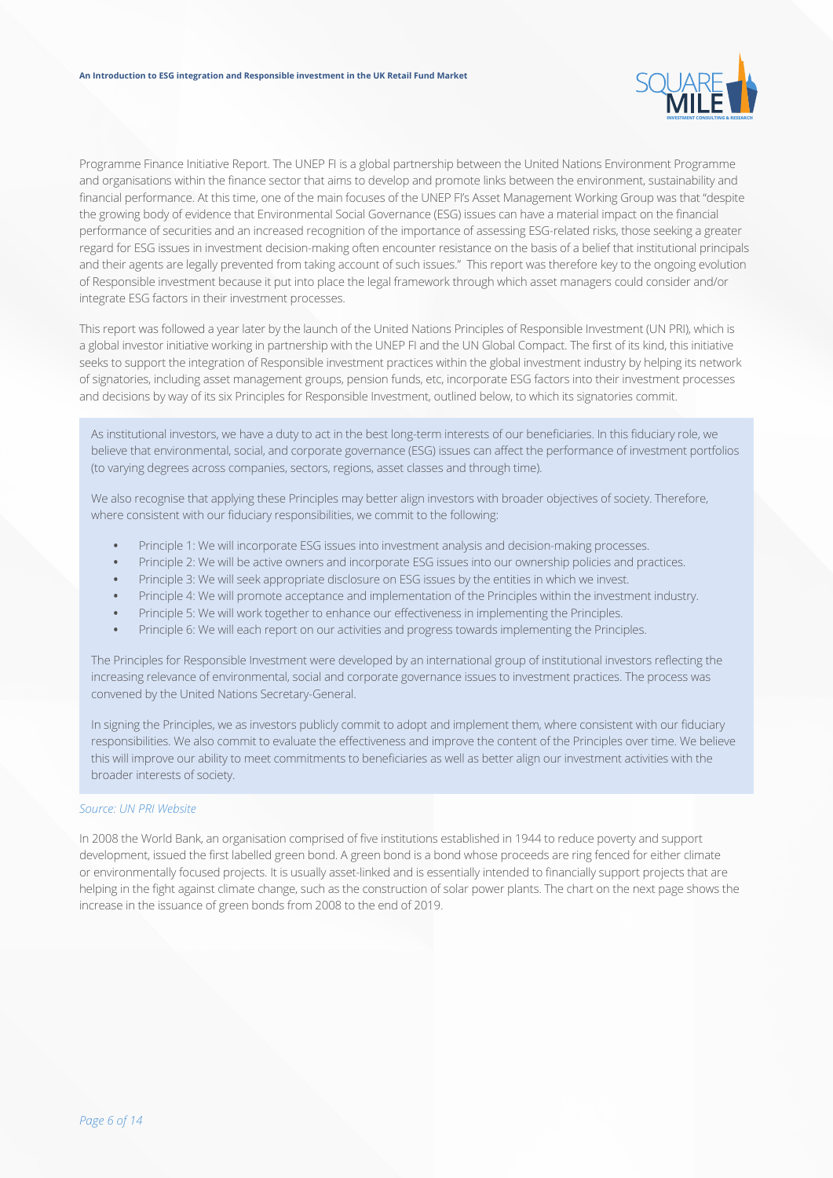Programme Finance Initiative Report. The UNEP FI is a global partnership between the United Nations Environment Programme and organisations within the finance sector that aims to develop and promote links between the environment, sustainability and financial performance. At this time, one of the main focuses of the UNEP FI's Asset Management Working Group was that "despite the growing body of evidence that Environmental Social Governance (ESG) issues can have a material impact on the financial performance of securities and an increased recognition of the importance of assessing ESG-related risks, those seeking a greater regard for ESG issues in investment decision-making often encounter resistance on the basis of a belief that institutional principals and their agents are legally prevented from taking account of such issues." This report was therefore key to the ongoing evolution of Responsible investment because it put into place the legal framework through which asset managers could consider and/or integrate ESG factors in their investment processes.

This report was followed a year later by the launch of the United Nations Principles of Responsible Investment (UN PRI), which is a global investor initiative working in partnership with the UNEP FI and the UN Global Compact. The first of its kind, this initiative seeks to support the integration of Responsible investment practices within the global investment industry by helping its network of signatories, including asset management groups, pension funds, etc, incorporate ESG factors into their investment processes and decisions by way of its six Principles for Responsible Investment, outlined below, to which its signatories commit.

> As institutional investors, we have a duty to act in the best long-term interests of our beneficiaries. In this fiduciary role, we believe that environmental, social, and corporate governance (ESG) issues can affect the performance of investment portfolios (to varying degrees across companies, sectors, regions, asset classes and through time).
>
> We also recognise that applying these Principles may better align investors with broader objectives of society. Therefore, where consistent with our fiduciary responsibilities, we commit to the following:
>
> - Principle 1: We will incorporate ESG issues into investment analysis and decision-making processes.
> - Principle 2: We will be active owners and incorporate ESG issues into our ownership policies and practices.
> - Principle 3: We will seek appropriate disclosure on ESG issues by the entities in which we invest.
> - Principle 4: We will promote acceptance and implementation of the Principles within the investment industry.
> - Principle 5: We will work together to enhance our effectiveness in implementing the Principles.
> - Principle 6: We will each report on our activities and progress towards implementing the Principles.
>
> The Principles for Responsible Investment were developed by an international group of institutional investors reflecting the increasing relevance of environmental, social and corporate governance issues to investment practices. The process was convened by the United Nations Secretary-General.
>
> In signing the Principles, we as investors publicly commit to adopt and implement them, where consistent with our fiduciary responsibilities. We also commit to evaluate the effectiveness and improve the content of the Principles over time. We believe this will improve our ability to meet commitments to beneficiaries as well as better align our investment activities with the broader interests of society.

*Source: UN PRI Website*

In 2008 the World Bank, an organisation comprised of five institutions established in 1944 to reduce poverty and support development, issued the first labelled green bond. A green bond is a bond whose proceeds are ring fenced for either climate or environmentally focused projects. It is usually asset-linked and is essentially intended to financially support projects that are helping in the fight against climate change, such as the construction of solar power plants. The chart on the next page shows the increase in the issuance of green bonds from 2008 to the end of 2019.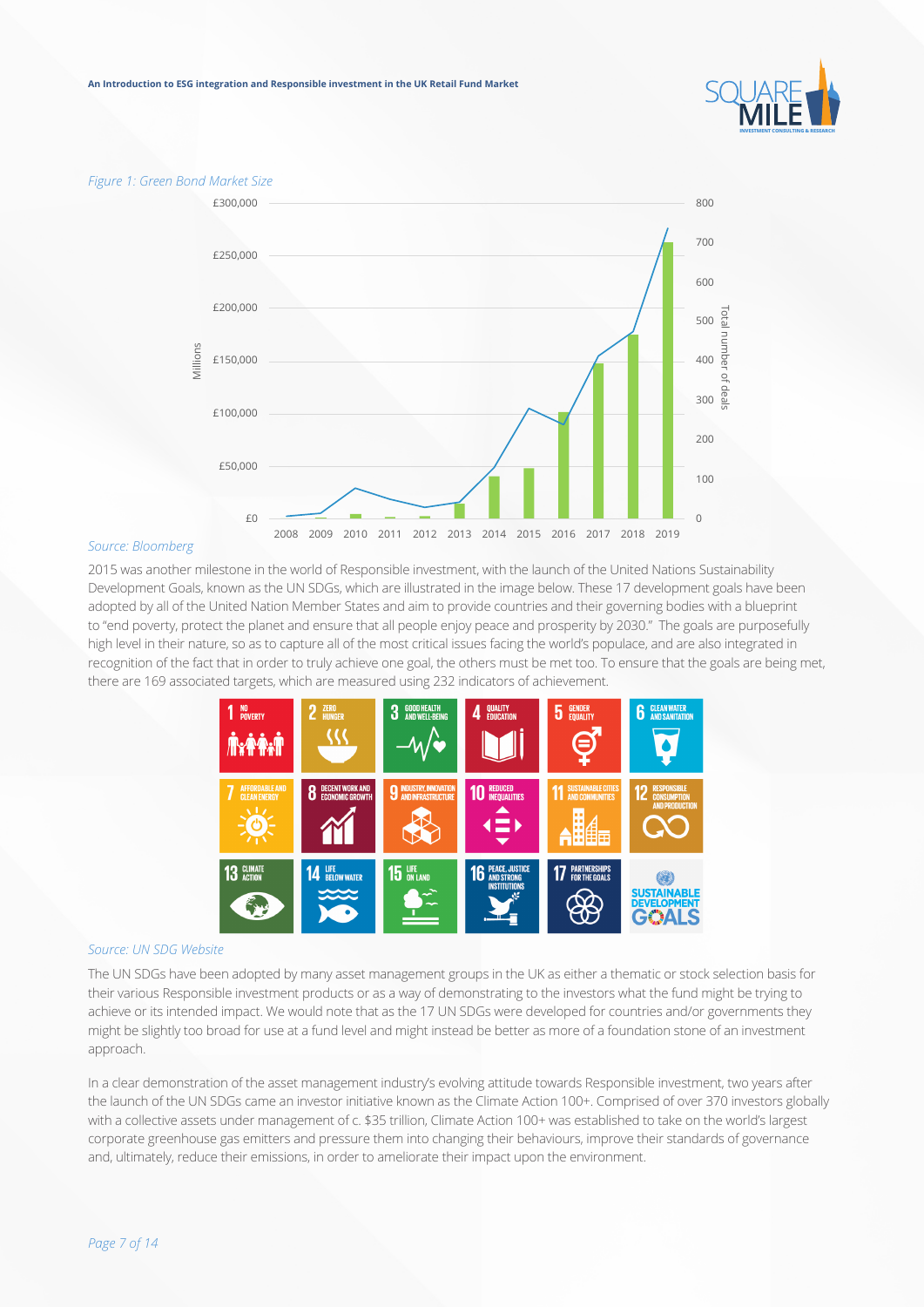*Figure 1: Green Bond Market Size*

*Source: Bloomberg*

2015 was another milestone in the world of Responsible investment, with the launch of the United Nations Sustainability Development Goals, known as the UN SDGs, which are illustrated in the image below. These 17 development goals have been adopted by all of the United Nation Member States and aim to provide countries and their governing bodies with a blueprint to "end poverty, protect the planet and ensure that all people enjoy peace and prosperity by 2030." The goals are purposefully high level in their nature, so as to capture all of the most critical issues facing the world's populace, and are also integrated in recognition of the fact that in order to truly achieve one goal, the others must be met too. To ensure that the goals are being met, there are 169 associated targets, which are measured using 232 indicators of achievement.

*Source: UN SDG Website*

The UN SDGs have been adopted by many asset management groups in the UK as either a thematic or stock selection basis for their various Responsible investment products or as a way of demonstrating to the investors what the fund might be trying to achieve or its intended impact. We would note that as the 17 UN SDGs were developed for countries and/or governments they might be slightly too broad for use at a fund level and might instead be better as more of a foundation stone of an investment approach.

In a clear demonstration of the asset management industry's evolving attitude towards Responsible investment, two years after the launch of the UN SDGs came an investor initiative known as the Climate Action 100+. Comprised of over 370 investors globally with a collective assets under management of c. $35 trillion, Climate Action 100+ was established to take on the world's largest corporate greenhouse gas emitters and pressure them into changing their behaviours, improve their standards of governance and, ultimately, reduce their emissions, in order to ameliorate their impact upon the environment.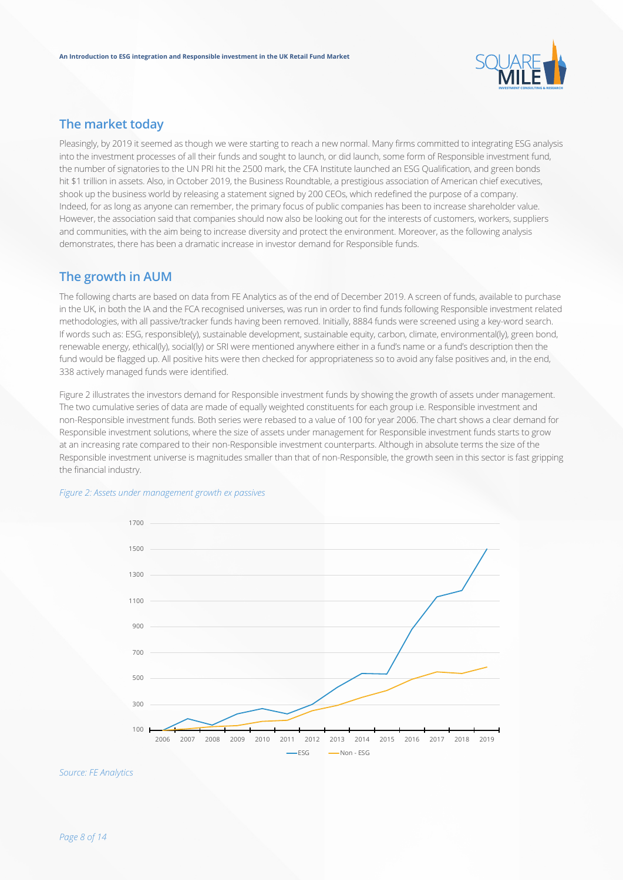## The market today

Pleasingly, by 2019 it seemed as though we were starting to reach a new normal. Many firms committed to integrating ESG analysis into the investment processes of all their funds and sought to launch, or did launch, some form of Responsible investment fund, the number of signatories to the UN PRI hit the 2500 mark, the CFA Institute launched an ESG Qualification, and green bonds hit $1 trillion in assets. Also, in October 2019, the Business Roundtable, a prestigious association of American chief executives, shook up the business world by releasing a statement signed by 200 CEOs, which redefined the purpose of a company. Indeed, for as long as anyone can remember, the primary focus of public companies has been to increase shareholder value. However, the association said that companies should now also be looking out for the interests of customers, workers, suppliers and communities, with the aim being to increase diversity and protect the environment. Moreover, as the following analysis demonstrates, there has been a dramatic increase in investor demand for Responsible funds.

## The growth in AUM

The following charts are based on data from FE Analytics as of the end of December 2019. A screen of funds, available to purchase in the UK, in both the IA and the FCA recognised universes, was run in order to find funds following Responsible investment related methodologies, with all passive/tracker funds having been removed. Initially, 8884 funds were screened using a key-word search. If words such as: ESG, responsible(y), sustainable development, sustainable equity, carbon, climate, environmental(ly), green bond, renewable energy, ethical(ly), social(ly) or SRI were mentioned anywhere either in a fund's name or a fund's description then the fund would be flagged up. All positive hits were then checked for appropriateness so to avoid any false positives and, in the end, 338 actively managed funds were identified.

Figure 2 illustrates the investors demand for Responsible investment funds by showing the growth of assets under management. The two cumulative series of data are made of equally weighted constituents for each group i.e. Responsible investment and non-Responsible investment funds. Both series were rebased to a value of 100 for year 2006. The chart shows a clear demand for Responsible investment solutions, where the size of assets under management for Responsible investment funds starts to grow at an increasing rate compared to their non-Responsible investment counterparts. Although in absolute terms the size of the Responsible investment universe is magnitudes smaller than that of non-Responsible, the growth seen in this sector is fast gripping the financial industry.

*Figure 2: Assets under management growth ex passives*

*Source: FE Analytics*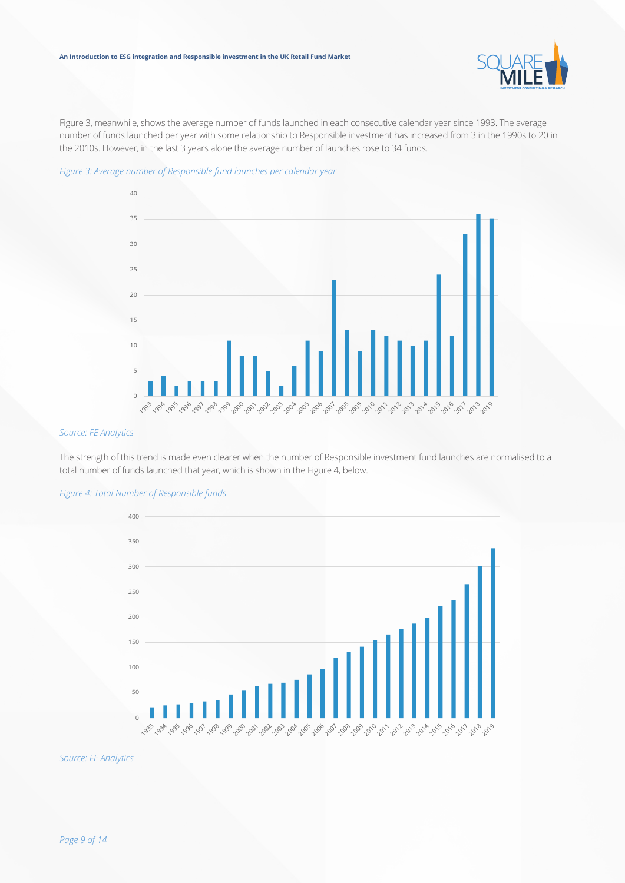Figure 3, meanwhile, shows the average number of funds launched in each consecutive calendar year since 1993. The average number of funds launched per year with some relationship to Responsible investment has increased from 3 in the 1990s to 20 in the 2010s. However, in the last 3 years alone the average number of launches rose to 34 funds.

*Figure 3: Average number of Responsible fund launches per calendar year*

*Source: FE Analytics*

The strength of this trend is made even clearer when the number of Responsible investment fund launches are normalised to a total number of funds launched that year, which is shown in the Figure 4, below.

*Figure 4: Total Number of Responsible funds*

*Source: FE Analytics*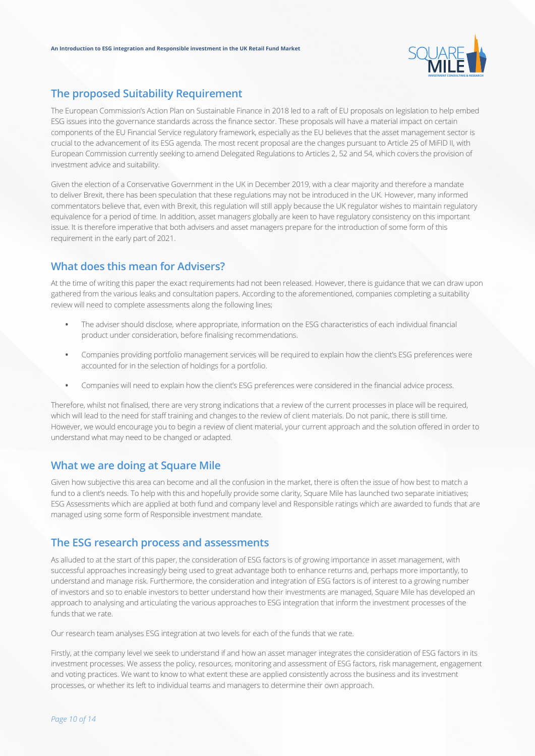## The proposed Suitability Requirement

The European Commission's Action Plan on Sustainable Finance in 2018 led to a raft of EU proposals on legislation to help embed ESG issues into the governance standards across the finance sector. These proposals will have a material impact on certain components of the EU Financial Service regulatory framework, especially as the EU believes that the asset management sector is crucial to the advancement of its ESG agenda. The most recent proposal are the changes pursuant to Article 25 of MiFID II, with European Commission currently seeking to amend Delegated Regulations to Articles 2, 52 and 54, which covers the provision of investment advice and suitability.

Given the election of a Conservative Government in the UK in December 2019, with a clear majority and therefore a mandate to deliver Brexit, there has been speculation that these regulations may not be introduced in the UK. However, many informed commentators believe that, even with Brexit, this regulation will still apply because the UK regulator wishes to maintain regulatory equivalence for a period of time. In addition, asset managers globally are keen to have regulatory consistency on this important issue. It is therefore imperative that both advisers and asset managers prepare for the introduction of some form of this requirement in the early part of 2021.

## What does this mean for Advisers?

At the time of writing this paper the exact requirements had not been released. However, there is guidance that we can draw upon gathered from the various leaks and consultation papers. According to the aforementioned, companies completing a suitability review will need to complete assessments along the following lines;

- The adviser should disclose, where appropriate, information on the ESG characteristics of each individual financial product under consideration, before finalising recommendations.
- Companies providing portfolio management services will be required to explain how the client's ESG preferences were accounted for in the selection of holdings for a portfolio.
- Companies will need to explain how the client's ESG preferences were considered in the financial advice process.

Therefore, whilst not finalised, there are very strong indications that a review of the current processes in place will be required, which will lead to the need for staff training and changes to the review of client materials. Do not panic, there is still time. However, we would encourage you to begin a review of client material, your current approach and the solution offered in order to understand what may need to be changed or adapted.

## What we are doing at Square Mile

Given how subjective this area can become and all the confusion in the market, there is often the issue of how best to match a fund to a client's needs. To help with this and hopefully provide some clarity, Square Mile has launched two separate initiatives; ESG Assessments which are applied at both fund and company level and Responsible ratings which are awarded to funds that are managed using some form of Responsible investment mandate.

## The ESG research process and assessments

As alluded to at the start of this paper, the consideration of ESG factors is of growing importance in asset management, with successful approaches increasingly being used to great advantage both to enhance returns and, perhaps more importantly, to understand and manage risk. Furthermore, the consideration and integration of ESG factors is of interest to a growing number of investors and so to enable investors to better understand how their investments are managed, Square Mile has developed an approach to analysing and articulating the various approaches to ESG integration that inform the investment processes of the funds that we rate.

Our research team analyses ESG integration at two levels for each of the funds that we rate.

Firstly, at the company level we seek to understand if and how an asset manager integrates the consideration of ESG factors in its investment processes. We assess the policy, resources, monitoring and assessment of ESG factors, risk management, engagement and voting practices. We want to know to what extent these are applied consistently across the business and its investment processes, or whether its left to individual teams and managers to determine their own approach.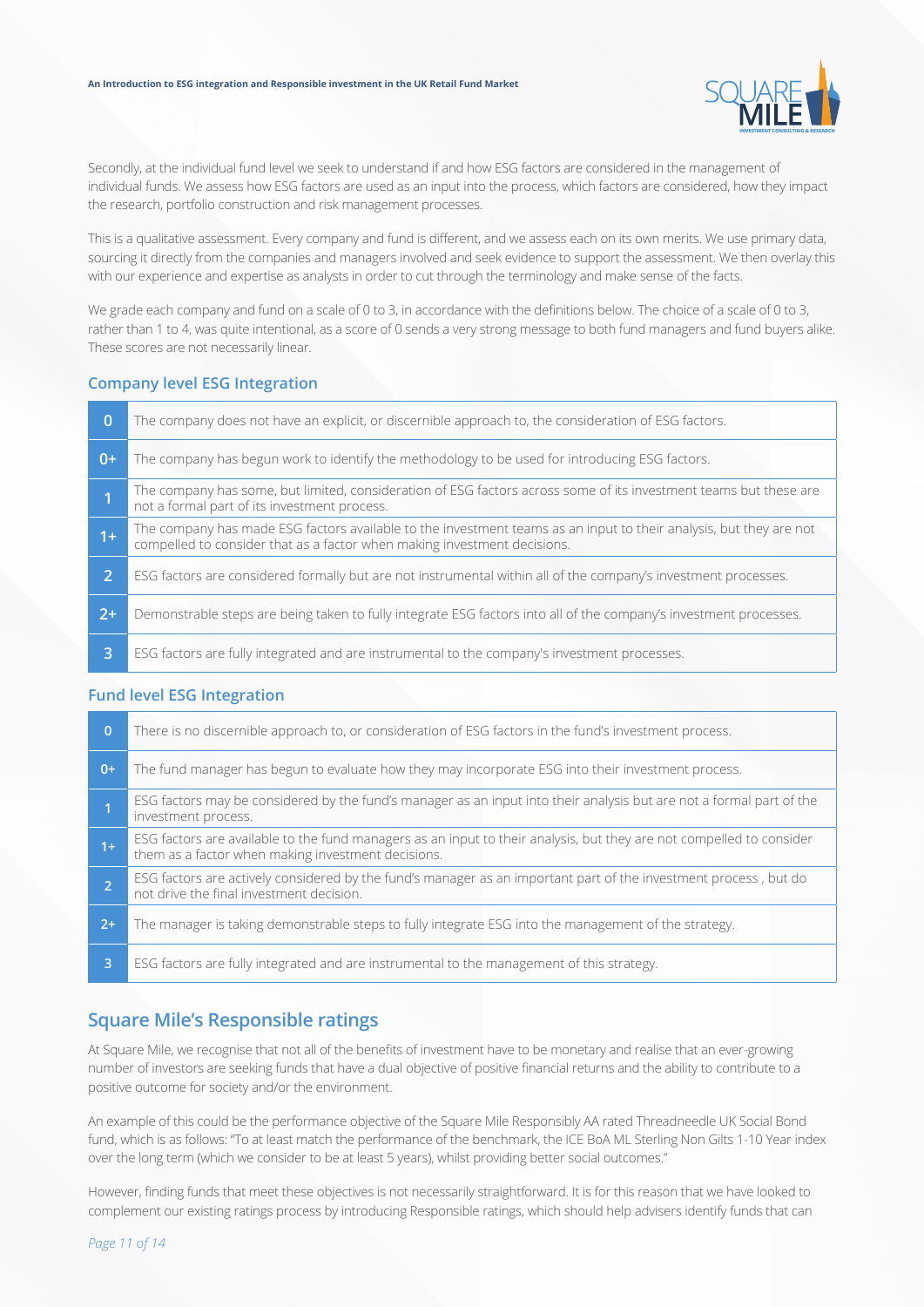Secondly, at the individual fund level we seek to understand if and how ESG factors are considered in the management of individual funds. We assess how ESG factors are used as an input into the process, which factors are considered, how they impact the research, portfolio construction and risk management processes.

This is a qualitative assessment. Every company and fund is different, and we assess each on its own merits. We use primary data, sourcing it directly from the companies and managers involved and seek evidence to support the assessment. We then overlay this with our experience and expertise as analysts in order to cut through the terminology and make sense of the facts.

We grade each company and fund on a scale of 0 to 3, in accordance with the definitions below. The choice of a scale of 0 to 3, rather than 1 to 4, was quite intentional, as a score of 0 sends a very strong message to both fund managers and fund buyers alike. These scores are not necessarily linear.

### Company level ESG Integration

| | |
|---|---|
| 0 | The company does not have an explicit, or discernible approach to, the consideration of ESG factors. |
| 0+ | The company has begun work to identify the methodology to be used for introducing ESG factors. |
| 1 | The company has some, but limited, consideration of ESG factors across some of its investment teams but these are not a formal part of its investment process. |
| 1+ | The company has made ESG factors available to the investment teams as an input to their analysis, but they are not compelled to consider that as a factor when making investment decisions. |
| 2 | ESG factors are considered formally but are not instrumental within all of the company's investment processes. |
| 2+ | Demonstrable steps are being taken to fully integrate ESG factors into all of the company's investment processes. |
| 3 | ESG factors are fully integrated and are instrumental to the company's investment processes. |

### Fund level ESG Integration

| | |
|---|---|
| 0 | There is no discernible approach to, or consideration of ESG factors in the fund's investment process. |
| 0+ | The fund manager has begun to evaluate how they may incorporate ESG into their investment process. |
| 1 | ESG factors may be considered by the fund's manager as an input into their analysis but are not a formal part of the investment process. |
| 1+ | ESG factors are available to the fund managers as an input to their analysis, but they are not compelled to consider them as a factor when making investment decisions. |
| 2 | ESG factors are actively considered by the fund's manager as an important part of the investment process , but do not drive the final investment decision. |
| 2+ | The manager is taking demonstrable steps to fully integrate ESG into the management of the strategy. |
| 3 | ESG factors are fully integrated and are instrumental to the management of this strategy. |

## Square Mile's Responsible ratings

At Square Mile, we recognise that not all of the benefits of investment have to be monetary and realise that an ever-growing number of investors are seeking funds that have a dual objective of positive financial returns and the ability to contribute to a positive outcome for society and/or the environment.

An example of this could be the performance objective of the Square Mile Responsibly AA rated Threadneedle UK Social Bond fund, which is as follows: "To at least match the performance of the benchmark, the ICE BoA ML Sterling Non Gilts 1-10 Year index over the long term (which we consider to be at least 5 years), whilst providing better social outcomes."

However, finding funds that meet these objectives is not necessarily straightforward. It is for this reason that we have looked to complement our existing ratings process by introducing Responsible ratings, which should help advisers identify funds that can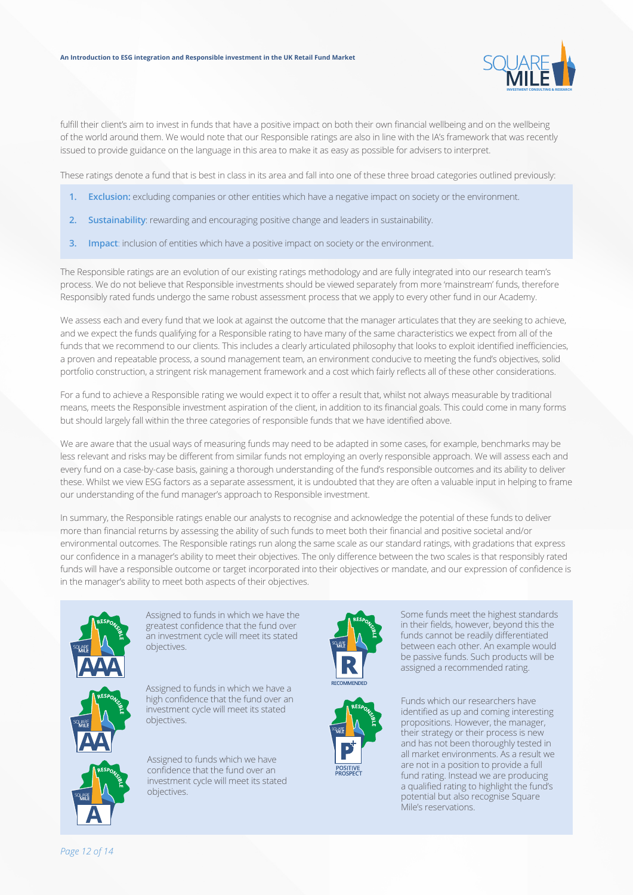fulfill their client's aim to invest in funds that have a positive impact on both their own financial wellbeing and on the wellbeing of the world around them. We would note that our Responsible ratings are also in line with the IA's framework that was recently issued to provide guidance on the language in this area to make it as easy as possible for advisers to interpret.

These ratings denote a fund that is best in class in its area and fall into one of these three broad categories outlined previously:

1. **Exclusion:** excluding companies or other entities which have a negative impact on society or the environment.
2. **Sustainability**: rewarding and encouraging positive change and leaders in sustainability.
3. **Impact**: inclusion of entities which have a positive impact on society or the environment.

The Responsible ratings are an evolution of our existing ratings methodology and are fully integrated into our research team's process. We do not believe that Responsible investments should be viewed separately from more 'mainstream' funds, therefore Responsibly rated funds undergo the same robust assessment process that we apply to every other fund in our Academy.

We assess each and every fund that we look at against the outcome that the manager articulates that they are seeking to achieve, and we expect the funds qualifying for a Responsible rating to have many of the same characteristics we expect from all of the funds that we recommend to our clients. This includes a clearly articulated philosophy that looks to exploit identified inefficiencies, a proven and repeatable process, a sound management team, an environment conducive to meeting the fund's objectives, solid portfolio construction, a stringent risk management framework and a cost which fairly reflects all of these other considerations.

For a fund to achieve a Responsible rating we would expect it to offer a result that, whilst not always measurable by traditional means, meets the Responsible investment aspiration of the client, in addition to its financial goals. This could come in many forms but should largely fall within the three categories of responsible funds that we have identified above.

We are aware that the usual ways of measuring funds may need to be adapted in some cases, for example, benchmarks may be less relevant and risks may be different from similar funds not employing an overly responsible approach. We will assess each and every fund on a case-by-case basis, gaining a thorough understanding of the fund's responsible outcomes and its ability to deliver these. Whilst we view ESG factors as a separate assessment, it is undoubted that they are often a valuable input in helping to frame our understanding of the fund manager's approach to Responsible investment.

In summary, the Responsible ratings enable our analysts to recognise and acknowledge the potential of these funds to deliver more than financial returns by assessing the ability of such funds to meet both their financial and positive societal and/or environmental outcomes. The Responsible ratings run along the same scale as our standard ratings, with gradations that express our confidence in a manager's ability to meet their objectives. The only difference between the two scales is that responsibly rated funds will have a responsible outcome or target incorporated into their objectives or mandate, and our expression of confidence is in the manager's ability to meet both aspects of their objectives.

**AAA** – Assigned to funds in which we have the greatest confidence that the fund over an investment cycle will meet its stated objectives.

**AA** – Assigned to funds in which we have a high confidence that the fund over an investment cycle will meet its stated objectives.

**A** – Assigned to funds which we have confidence that the fund over an investment cycle will meet its stated objectives.

**R (Recommended)** – Some funds meet the highest standards in their fields, however, beyond this the funds cannot be readily differentiated between each other. An example would be passive funds. Such products will be assigned a recommended rating.

**P+ (Positive Prospect)** – Funds which our researchers have identified as up and coming interesting propositions. However, the manager, their strategy or their process is new and has not been thoroughly tested in all market environments. As a result we are not in a position to provide a full fund rating. Instead we are producing a qualified rating to highlight the fund's potential but also recognise Square Mile's reservations.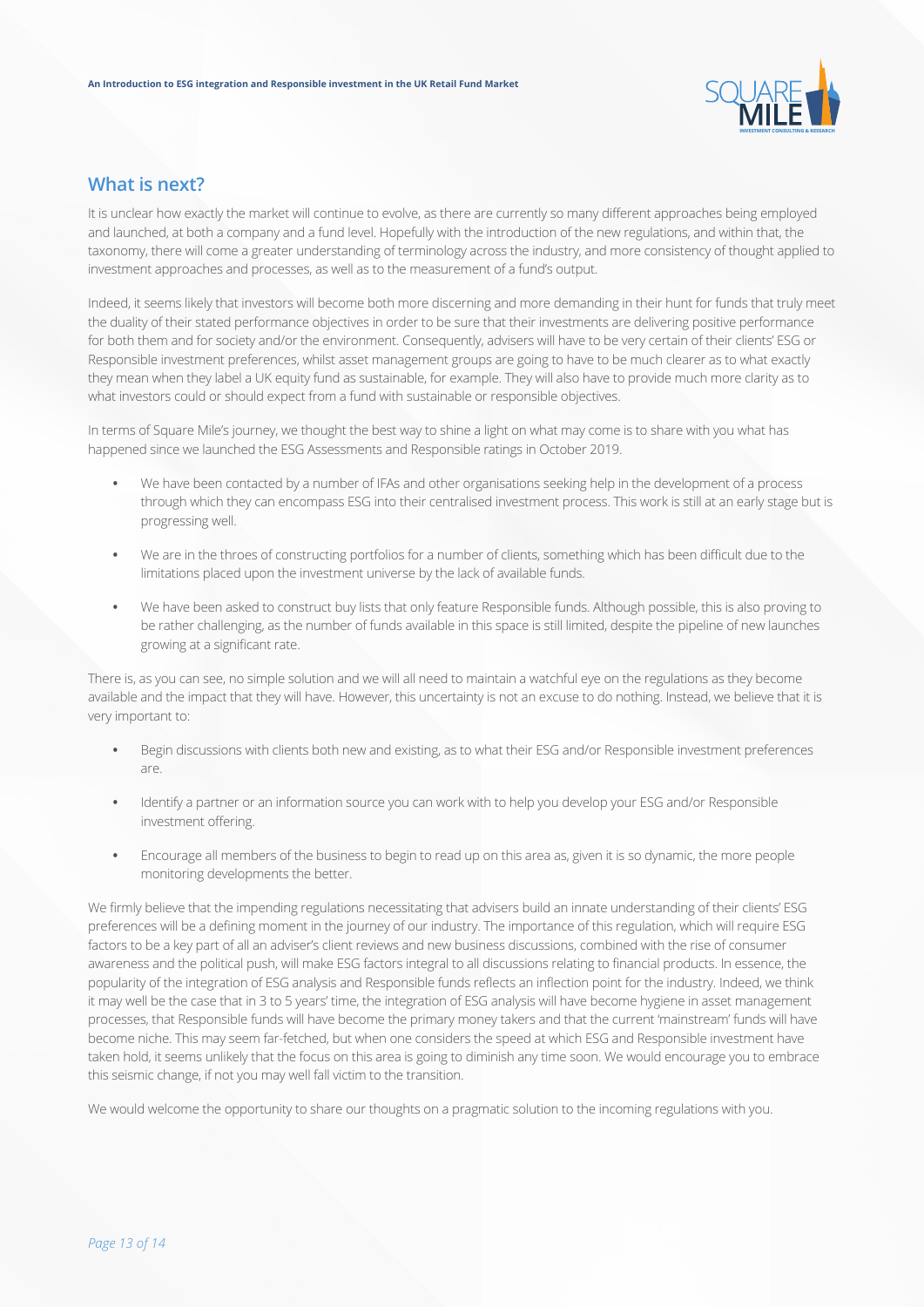## What is next?

It is unclear how exactly the market will continue to evolve, as there are currently so many different approaches being employed and launched, at both a company and a fund level. Hopefully with the introduction of the new regulations, and within that, the taxonomy, there will come a greater understanding of terminology across the industry, and more consistency of thought applied to investment approaches and processes, as well as to the measurement of a fund's output.

Indeed, it seems likely that investors will become both more discerning and more demanding in their hunt for funds that truly meet the duality of their stated performance objectives in order to be sure that their investments are delivering positive performance for both them and for society and/or the environment. Consequently, advisers will have to be very certain of their clients' ESG or Responsible investment preferences, whilst asset management groups are going to have to be much clearer as to what exactly they mean when they label a UK equity fund as sustainable, for example. They will also have to provide much more clarity as to what investors could or should expect from a fund with sustainable or responsible objectives.

In terms of Square Mile's journey, we thought the best way to shine a light on what may come is to share with you what has happened since we launched the ESG Assessments and Responsible ratings in October 2019.

- We have been contacted by a number of IFAs and other organisations seeking help in the development of a process through which they can encompass ESG into their centralised investment process. This work is still at an early stage but is progressing well.
- We are in the throes of constructing portfolios for a number of clients, something which has been difficult due to the limitations placed upon the investment universe by the lack of available funds.
- We have been asked to construct buy lists that only feature Responsible funds. Although possible, this is also proving to be rather challenging, as the number of funds available in this space is still limited, despite the pipeline of new launches growing at a significant rate.

There is, as you can see, no simple solution and we will all need to maintain a watchful eye on the regulations as they become available and the impact that they will have. However, this uncertainty is not an excuse to do nothing. Instead, we believe that it is very important to:

- Begin discussions with clients both new and existing, as to what their ESG and/or Responsible investment preferences are.
- Identify a partner or an information source you can work with to help you develop your ESG and/or Responsible investment offering.
- Encourage all members of the business to begin to read up on this area as, given it is so dynamic, the more people monitoring developments the better.

We firmly believe that the impending regulations necessitating that advisers build an innate understanding of their clients' ESG preferences will be a defining moment in the journey of our industry. The importance of this regulation, which will require ESG factors to be a key part of all an adviser's client reviews and new business discussions, combined with the rise of consumer awareness and the political push, will make ESG factors integral to all discussions relating to financial products. In essence, the popularity of the integration of ESG analysis and Responsible funds reflects an inflection point for the industry. Indeed, we think it may well be the case that in 3 to 5 years' time, the integration of ESG analysis will have become hygiene in asset management processes, that Responsible funds will have become the primary money takers and that the current 'mainstream' funds will have become niche. This may seem far-fetched, but when one considers the speed at which ESG and Responsible investment have taken hold, it seems unlikely that the focus on this area is going to diminish any time soon. We would encourage you to embrace this seismic change, if not you may well fall victim to the transition.

We would welcome the opportunity to share our thoughts on a pragmatic solution to the incoming regulations with you.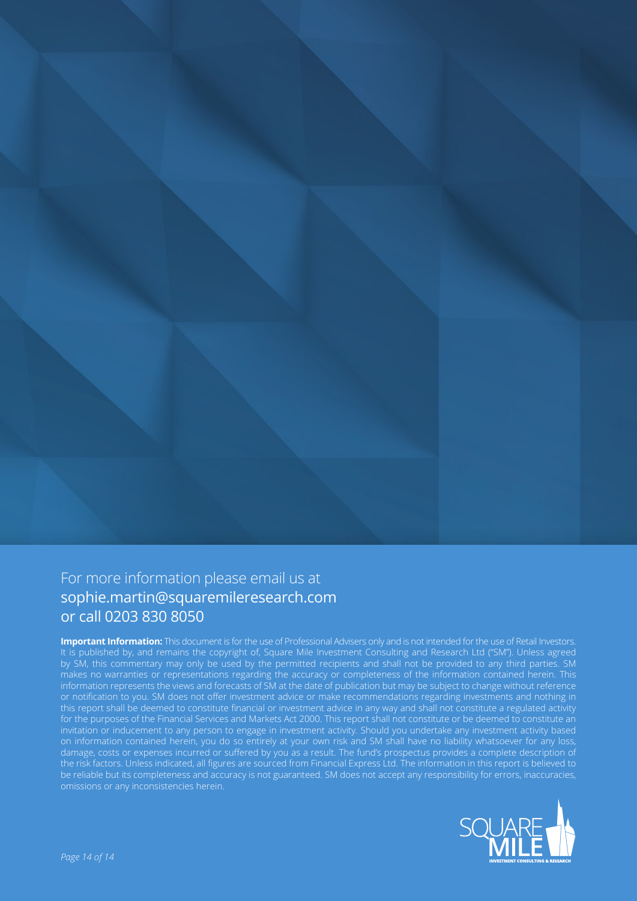For more information please email us at
sophie.martin@squaremileresearch.com
or call 0203 830 8050

**Important Information:** This document is for the use of Professional Advisers only and is not intended for the use of Retail Investors. It is published by, and remains the copyright of, Square Mile Investment Consulting and Research Ltd ("SM"). Unless agreed by SM, this commentary may only be used by the permitted recipients and shall not be provided to any third parties. SM makes no warranties or representations regarding the accuracy or completeness of the information contained herein. This information represents the views and forecasts of SM at the date of publication but may be subject to change without reference or notification to you. SM does not offer investment advice or make recommendations regarding investments and nothing in this report shall be deemed to constitute financial or investment advice in any way and shall not constitute a regulated activity for the purposes of the Financial Services and Markets Act 2000. This report shall not constitute or be deemed to constitute an invitation or inducement to any person to engage in investment activity. Should you undertake any investment activity based on information contained herein, you do so entirely at your own risk and SM shall have no liability whatsoever for any loss, damage, costs or expenses incurred or suffered by you as a result. The fund's prospectus provides a complete description of the risk factors. Unless indicated, all figures are sourced from Financial Express Ltd. The information in this report is believed to be reliable but its completeness and accuracy is not guaranteed. SM does not accept any responsibility for errors, inaccuracies, omissions or any inconsistencies herein.

SQUARE MILE
INVESTMENT CONSULTING & RESEARCH